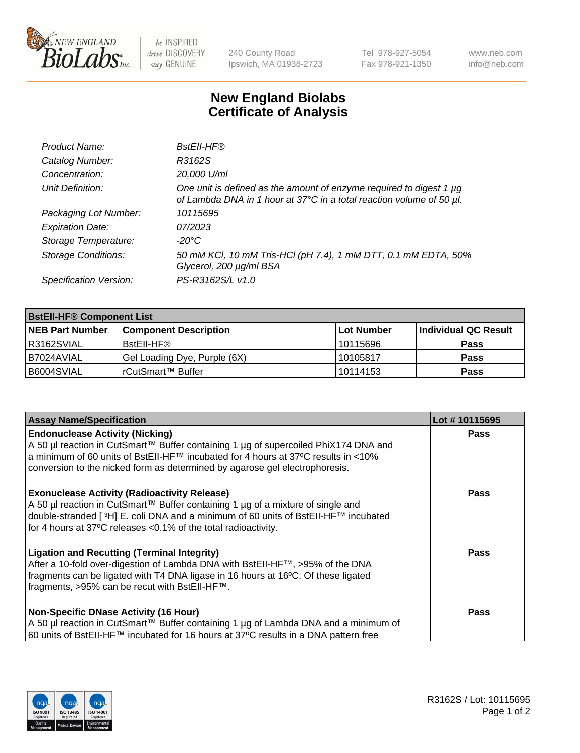# New England Biolabs Certificate of Analysis

| | |
|---|---|
| *Product Name:* | *BstEII-HF®* |
| *Catalog Number:* | *R3162S* |
| *Concentration:* | *20,000 U/ml* |
| *Unit Definition:* | *One unit is defined as the amount of enzyme required to digest 1 µg of Lambda DNA in 1 hour at 37°C in a total reaction volume of 50 µl.* |
| *Packaging Lot Number:* | *10115695* |
| *Expiration Date:* | *07/2023* |
| *Storage Temperature:* | *-20°C* |
| *Storage Conditions:* | *50 mM KCl, 10 mM Tris-HCl (pH 7.4), 1 mM DTT, 0.1 mM EDTA, 50% Glycerol, 200 µg/ml BSA* |
| *Specification Version:* | *PS-R3162S/L v1.0* |

| **BstEII-HF® Component List** | | | |
|---|---|---|---|
| **NEB Part Number** | **Component Description** | **Lot Number** | **Individual QC Result** |
| R3162SVIAL | BstEII-HF® | 10115696 | **Pass** |
| B7024AVIAL | Gel Loading Dye, Purple (6X) | 10105817 | **Pass** |
| B6004SVIAL | rCutSmart™ Buffer | 10114153 | **Pass** |

| **Assay Name/Specification** | **Lot # 10115695** |
|---|---|
| **Endonuclease Activity (Nicking)**<br>A 50 µl reaction in CutSmart™ Buffer containing 1 µg of supercoiled PhiX174 DNA and a minimum of 60 units of BstEII-HF™ incubated for 4 hours at 37ºC results in <10% conversion to the nicked form as determined by agarose gel electrophoresis. | **Pass** |
| **Exonuclease Activity (Radioactivity Release)**<br>A 50 µl reaction in CutSmart™ Buffer containing 1 µg of a mixture of single and double-stranded [ $^{3}$H] E. coli DNA and a minimum of 60 units of BstEII-HF™ incubated for 4 hours at 37ºC releases <0.1% of the total radioactivity. | **Pass** |
| **Ligation and Recutting (Terminal Integrity)**<br>After a 10-fold over-digestion of Lambda DNA with BstEII-HF™, >95% of the DNA fragments can be ligated with T4 DNA ligase in 16 hours at 16ºC. Of these ligated fragments, >95% can be recut with BstEII-HF™. | **Pass** |
| **Non-Specific DNase Activity (16 Hour)**<br>A 50 µl reaction in CutSmart™ Buffer containing 1 µg of Lambda DNA and a minimum of 60 units of BstEII-HF™ incubated for 16 hours at 37ºC results in a DNA pattern free | **Pass** |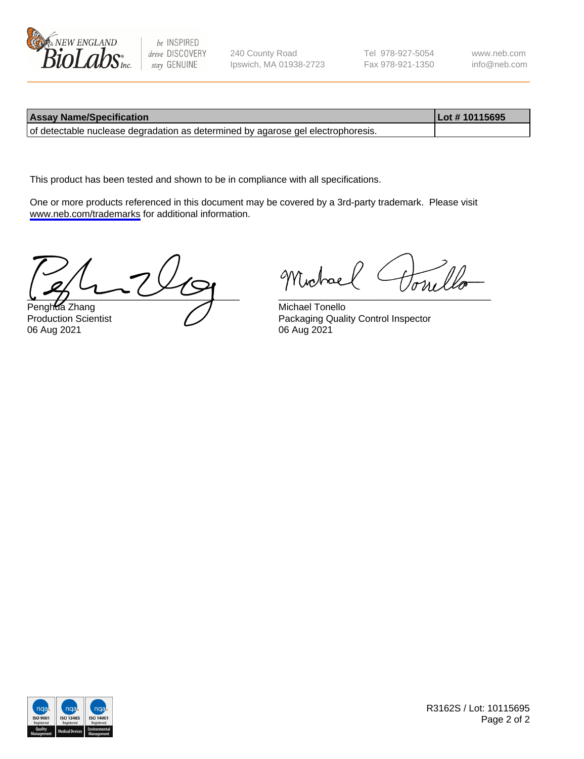| Assay Name/Specification | Lot # 10115695 |
|---|---|
| of detectable nuclease degradation as determined by agarose gel electrophoresis. | |

This product has been tested and shown to be in compliance with all specifications.

One or more products referenced in this document may be covered by a 3rd-party trademark. Please visit www.neb.com/trademarks for additional information.

Penghua Zhang
Production Scientist
06 Aug 2021

Michael Tonello
Packaging Quality Control Inspector
06 Aug 2021

R3162S / Lot: 10115695